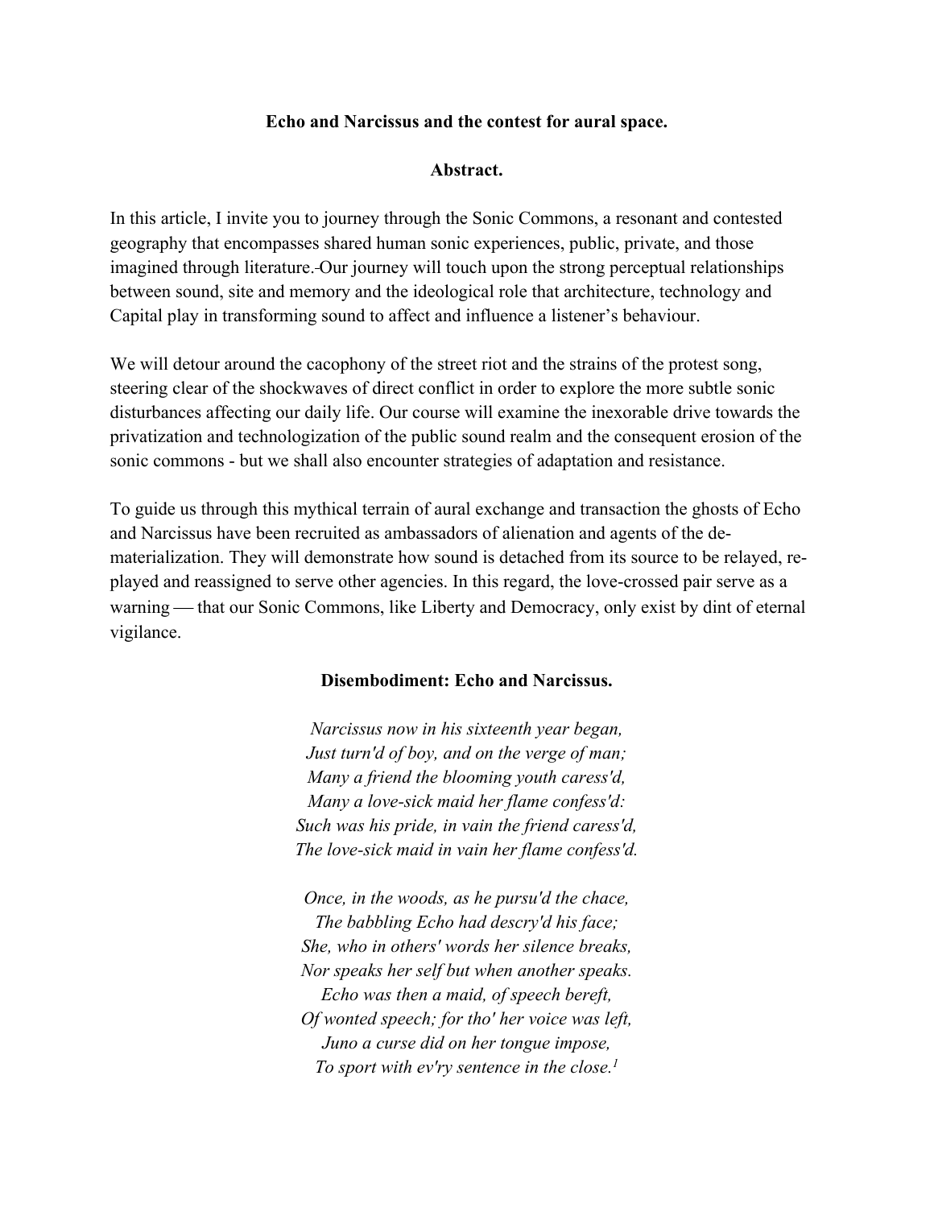**Echo and Narcissus and the contest for aural space.**

**Abstract.**

In this article, I invite you to journey through the Sonic Commons, a resonant and contested geography that encompasses shared human sonic experiences, public, private, and those imagined through literature. Our journey will touch upon the strong perceptual relationships between sound, site and memory and the ideological role that architecture, technology and Capital play in transforming sound to affect and influence a listener's behaviour.

We will detour around the cacophony of the street riot and the strains of the protest song, steering clear of the shockwaves of direct conflict in order to explore the more subtle sonic disturbances affecting our daily life. Our course will examine the inexorable drive towards the privatization and technologization of the public sound realm and the consequent erosion of the sonic commons - but we shall also encounter strategies of adaptation and resistance.

To guide us through this mythical terrain of aural exchange and transaction the ghosts of Echo and Narcissus have been recruited as ambassadors of alienation and agents of the de-materialization. They will demonstrate how sound is detached from its source to be relayed, re-played and reassigned to serve other agencies. In this regard, the love-crossed pair serve as a warning — that our Sonic Commons, like Liberty and Democracy, only exist by dint of eternal vigilance.

**Disembodiment: Echo and Narcissus.**

*Narcissus now in his sixteenth year began,*
*Just turn'd of boy, and on the verge of man;*
*Many a friend the blooming youth caress'd,*
*Many a love-sick maid her flame confess'd:*
*Such was his pride, in vain the friend caress'd,*
*The love-sick maid in vain her flame confess'd.*

*Once, in the woods, as he pursu'd the chace,*
*The babbling Echo had descry'd his face;*
*She, who in others' words her silence breaks,*
*Nor speaks her self but when another speaks.*
*Echo was then a maid, of speech bereft,*
*Of wonted speech; for tho' her voice was left,*
*Juno a curse did on her tongue impose,*
*To sport with ev'ry sentence in the close.*[1]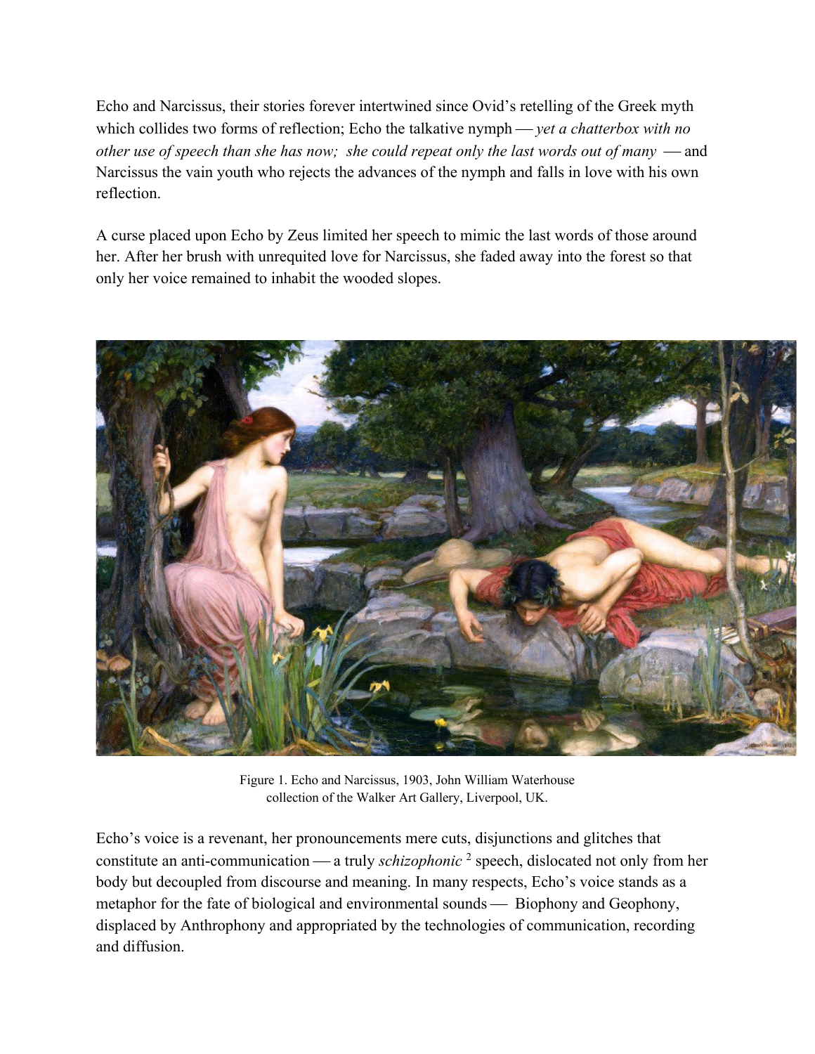Echo and Narcissus, their stories forever intertwined since Ovid's retelling of the Greek myth which collides two forms of reflection; Echo the talkative nymph — *yet a chatterbox with no other use of speech than she has now; she could repeat only the last words out of many* — and Narcissus the vain youth who rejects the advances of the nymph and falls in love with his own reflection.

A curse placed upon Echo by Zeus limited her speech to mimic the last words of those around her. After her brush with unrequited love for Narcissus, she faded away into the forest so that only her voice remained to inhabit the wooded slopes.

Figure 1. Echo and Narcissus, 1903, John William Waterhouse collection of the Walker Art Gallery, Liverpool, UK.

Echo's voice is a revenant, her pronouncements mere cuts, disjunctions and glitches that constitute an anti-communication — a truly *schizophonic* [2] speech, dislocated not only from her body but decoupled from discourse and meaning. In many respects, Echo's voice stands as a metaphor for the fate of biological and environmental sounds — Biophony and Geophony, displaced by Anthrophony and appropriated by the technologies of communication, recording and diffusion.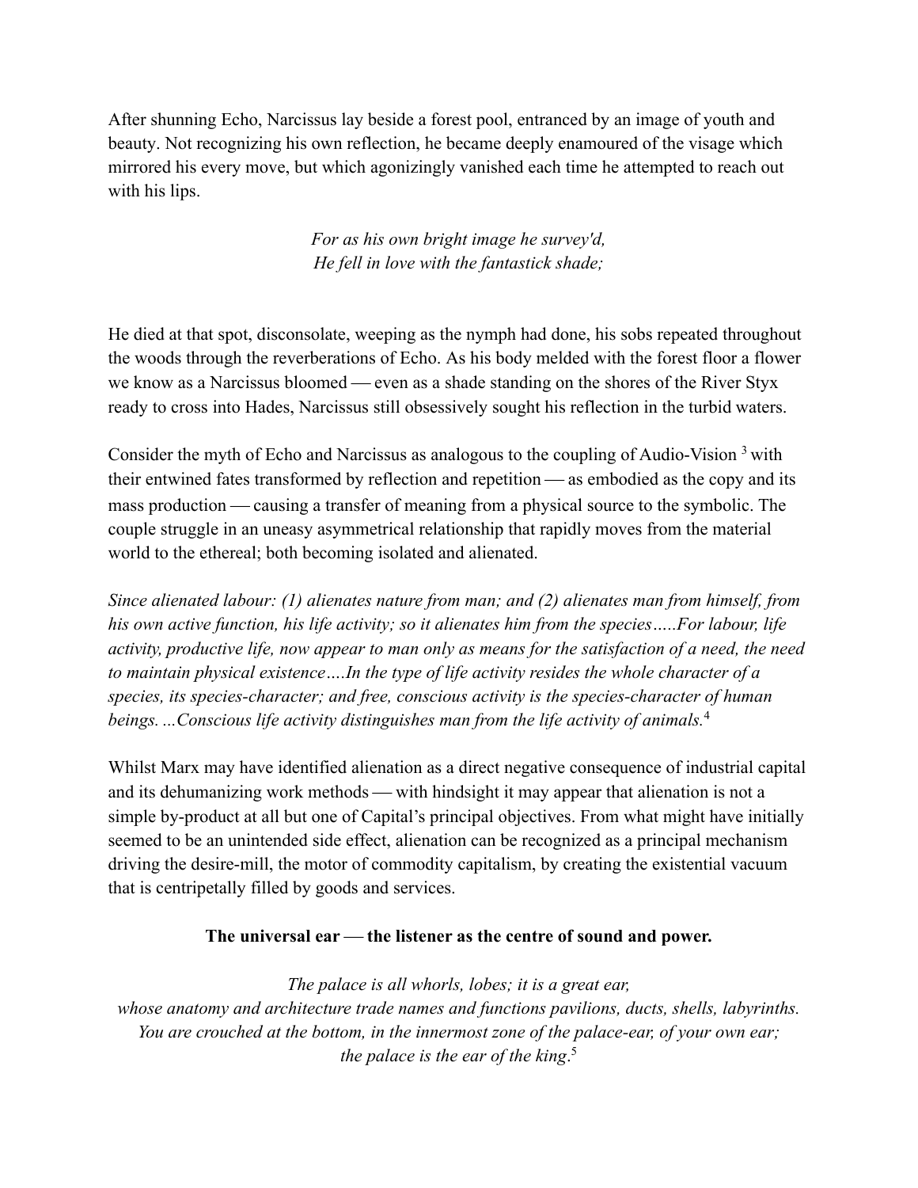After shunning Echo, Narcissus lay beside a forest pool, entranced by an image of youth and beauty. Not recognizing his own reflection, he became deeply enamoured of the visage which mirrored his every move, but which agonizingly vanished each time he attempted to reach out with his lips.

*For as his own bright image he survey'd,*
*He fell in love with the fantastick shade;*

He died at that spot, disconsolate, weeping as the nymph had done, his sobs repeated throughout the woods through the reverberations of Echo. As his body melded with the forest floor a flower we know as a Narcissus bloomed — even as a shade standing on the shores of the River Styx ready to cross into Hades, Narcissus still obsessively sought his reflection in the turbid waters.

Consider the myth of Echo and Narcissus as analogous to the coupling of Audio-Vision [3] with their entwined fates transformed by reflection and repetition — as embodied as the copy and its mass production — causing a transfer of meaning from a physical source to the symbolic. The couple struggle in an uneasy asymmetrical relationship that rapidly moves from the material world to the ethereal; both becoming isolated and alienated.

*Since alienated labour: (1) alienates nature from man; and (2) alienates man from himself, from his own active function, his life activity; so it alienates him from the species…..For labour, life activity, productive life, now appear to man only as means for the satisfaction of a need, the need to maintain physical existence….In the type of life activity resides the whole character of a species, its species-character; and free, conscious activity is the species-character of human beings. ...Conscious life activity distinguishes man from the life activity of animals.*[4]

Whilst Marx may have identified alienation as a direct negative consequence of industrial capital and its dehumanizing work methods — with hindsight it may appear that alienation is not a simple by-product at all but one of Capital's principal objectives. From what might have initially seemed to be an unintended side effect, alienation can be recognized as a principal mechanism driving the desire-mill, the motor of commodity capitalism, by creating the existential vacuum that is centripetally filled by goods and services.

**The universal ear — the listener as the centre of sound and power.**

*The palace is all whorls, lobes; it is a great ear,*
*whose anatomy and architecture trade names and functions pavilions, ducts, shells, labyrinths.*
*You are crouched at the bottom, in the innermost zone of the palace-ear, of your own ear;*
*the palace is the ear of the king*.[5]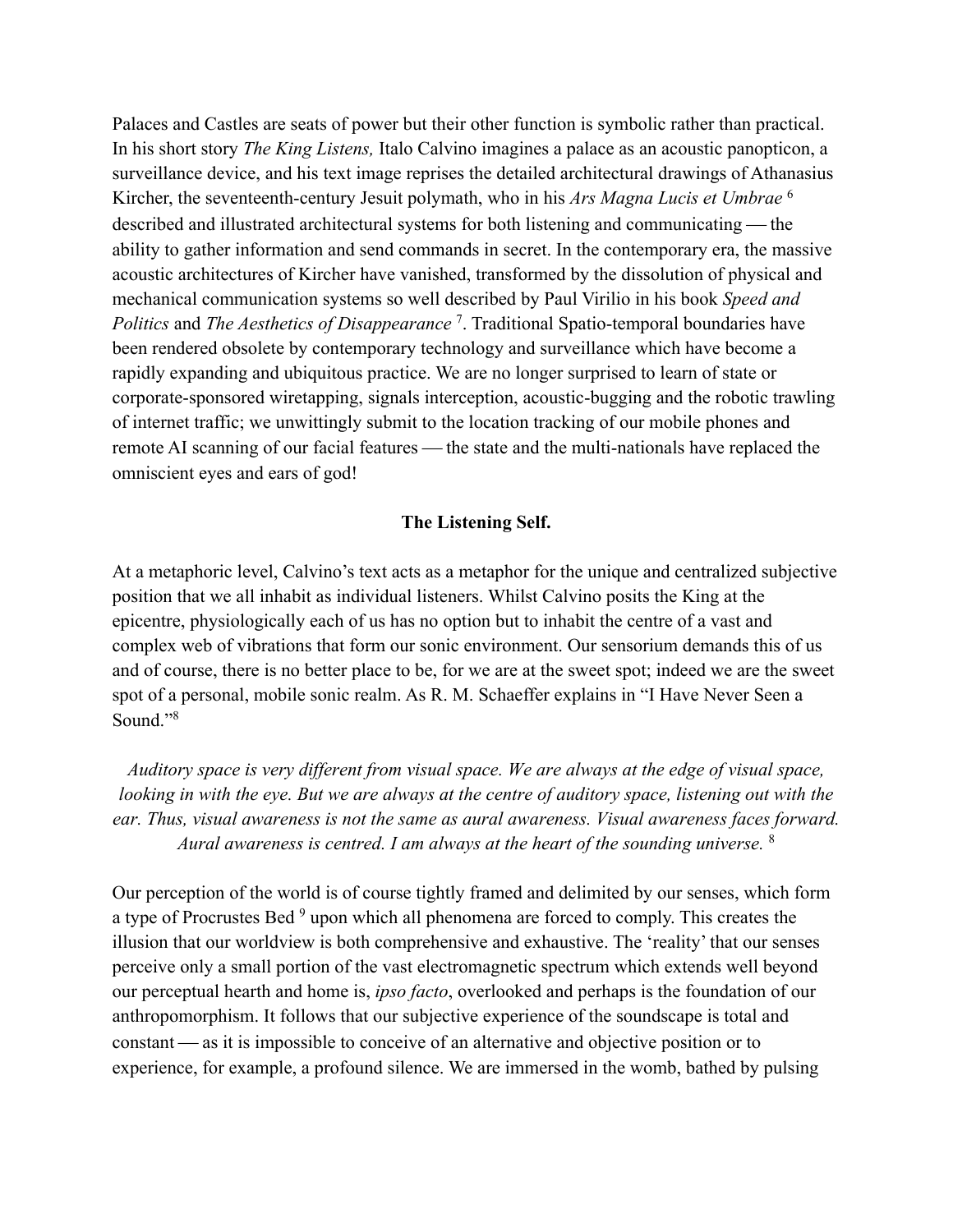Palaces and Castles are seats of power but their other function is symbolic rather than practical. In his short story *The King Listens,* Italo Calvino imagines a palace as an acoustic panopticon, a surveillance device, and his text image reprises the detailed architectural drawings of Athanasius Kircher, the seventeenth-century Jesuit polymath, who in his *Ars Magna Lucis et Umbrae* [6] described and illustrated architectural systems for both listening and communicating — the ability to gather information and send commands in secret. In the contemporary era, the massive acoustic architectures of Kircher have vanished, transformed by the dissolution of physical and mechanical communication systems so well described by Paul Virilio in his book *Speed and Politics* and *The Aesthetics of Disappearance* [7]. Traditional Spatio-temporal boundaries have been rendered obsolete by contemporary technology and surveillance which have become a rapidly expanding and ubiquitous practice. We are no longer surprised to learn of state or corporate-sponsored wiretapping, signals interception, acoustic-bugging and the robotic trawling of internet traffic; we unwittingly submit to the location tracking of our mobile phones and remote AI scanning of our facial features — the state and the multi-nationals have replaced the omniscient eyes and ears of god!

**The Listening Self.**

At a metaphoric level, Calvino's text acts as a metaphor for the unique and centralized subjective position that we all inhabit as individual listeners. Whilst Calvino posits the King at the epicentre, physiologically each of us has no option but to inhabit the centre of a vast and complex web of vibrations that form our sonic environment. Our sensorium demands this of us and of course, there is no better place to be, for we are at the sweet spot; indeed we are the sweet spot of a personal, mobile sonic realm. As R. M. Schaeffer explains in "I Have Never Seen a Sound."[8]

*Auditory space is very different from visual space. We are always at the edge of visual space, looking in with the eye. But we are always at the centre of auditory space, listening out with the ear. Thus, visual awareness is not the same as aural awareness. Visual awareness faces forward. Aural awareness is centred. I am always at the heart of the sounding universe.* [8]

Our perception of the world is of course tightly framed and delimited by our senses, which form a type of Procrustes Bed [9] upon which all phenomena are forced to comply. This creates the illusion that our worldview is both comprehensive and exhaustive. The 'reality' that our senses perceive only a small portion of the vast electromagnetic spectrum which extends well beyond our perceptual hearth and home is, *ipso facto*, overlooked and perhaps is the foundation of our anthropomorphism. It follows that our subjective experience of the soundscape is total and constant — as it is impossible to conceive of an alternative and objective position or to experience, for example, a profound silence. We are immersed in the womb, bathed by pulsing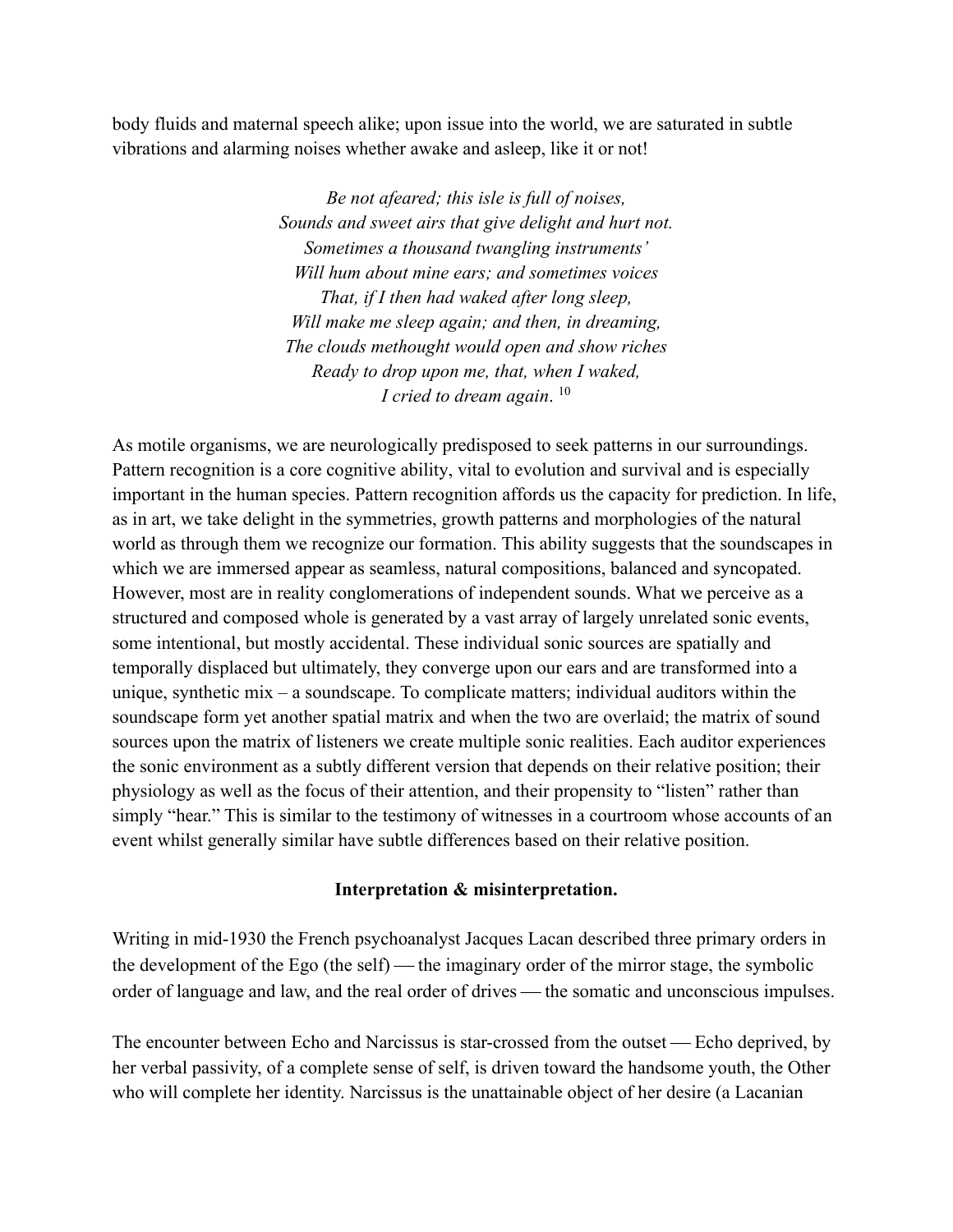body fluids and maternal speech alike; upon issue into the world, we are saturated in subtle vibrations and alarming noises whether awake and asleep, like it or not!

> *Be not afeared; this isle is full of noises,*
> *Sounds and sweet airs that give delight and hurt not.*
> *Sometimes a thousand twangling instruments'*
> *Will hum about mine ears; and sometimes voices*
> *That, if I then had waked after long sleep,*
> *Will make me sleep again; and then, in dreaming,*
> *The clouds methought would open and show riches*
> *Ready to drop upon me, that, when I waked,*
> *I cried to dream again.* [10]

As motile organisms, we are neurologically predisposed to seek patterns in our surroundings. Pattern recognition is a core cognitive ability, vital to evolution and survival and is especially important in the human species. Pattern recognition affords us the capacity for prediction. In life, as in art, we take delight in the symmetries, growth patterns and morphologies of the natural world as through them we recognize our formation. This ability suggests that the soundscapes in which we are immersed appear as seamless, natural compositions, balanced and syncopated. However, most are in reality conglomerations of independent sounds. What we perceive as a structured and composed whole is generated by a vast array of largely unrelated sonic events, some intentional, but mostly accidental. These individual sonic sources are spatially and temporally displaced but ultimately, they converge upon our ears and are transformed into a unique, synthetic mix – a soundscape. To complicate matters; individual auditors within the soundscape form yet another spatial matrix and when the two are overlaid; the matrix of sound sources upon the matrix of listeners we create multiple sonic realities. Each auditor experiences the sonic environment as a subtly different version that depends on their relative position; their physiology as well as the focus of their attention, and their propensity to "listen" rather than simply "hear." This is similar to the testimony of witnesses in a courtroom whose accounts of an event whilst generally similar have subtle differences based on their relative position.

## Interpretation & misinterpretation.

Writing in mid-1930 the French psychoanalyst Jacques Lacan described three primary orders in the development of the Ego (the self) — the imaginary order of the mirror stage, the symbolic order of language and law, and the real order of drives — the somatic and unconscious impulses.

The encounter between Echo and Narcissus is star-crossed from the outset — Echo deprived, by her verbal passivity, of a complete sense of self, is driven toward the handsome youth, the Other who will complete her identity. Narcissus is the unattainable object of her desire (a Lacanian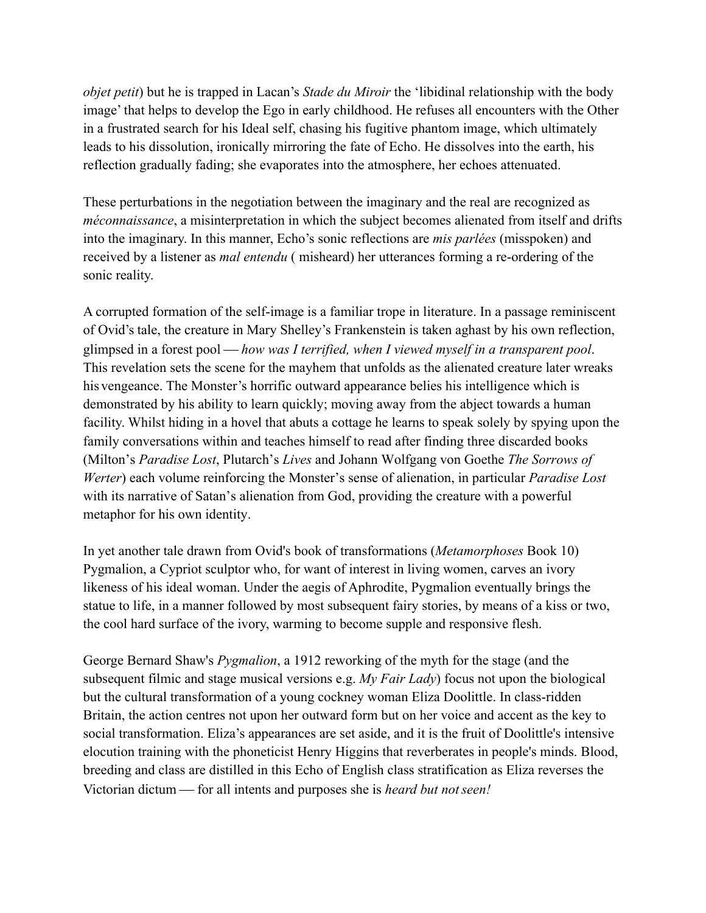*objet petit*) but he is trapped in Lacan's *Stade du Miroir* the 'libidinal relationship with the body image' that helps to develop the Ego in early childhood. He refuses all encounters with the Other in a frustrated search for his Ideal self, chasing his fugitive phantom image, which ultimately leads to his dissolution, ironically mirroring the fate of Echo. He dissolves into the earth, his reflection gradually fading; she evaporates into the atmosphere, her echoes attenuated.

These perturbations in the negotiation between the imaginary and the real are recognized as *méconnaissance*, a misinterpretation in which the subject becomes alienated from itself and drifts into the imaginary. In this manner, Echo's sonic reflections are *mis parlées* (misspoken) and received by a listener as *mal entendu* ( misheard) her utterances forming a re-ordering of the sonic reality.

A corrupted formation of the self-image is a familiar trope in literature. In a passage reminiscent of Ovid's tale, the creature in Mary Shelley's Frankenstein is taken aghast by his own reflection, glimpsed in a forest pool — *how was I terrified, when I viewed myself in a transparent pool*. This revelation sets the scene for the mayhem that unfolds as the alienated creature later wreaks his vengeance. The Monster's horrific outward appearance belies his intelligence which is demonstrated by his ability to learn quickly; moving away from the abject towards a human facility. Whilst hiding in a hovel that abuts a cottage he learns to speak solely by spying upon the family conversations within and teaches himself to read after finding three discarded books (Milton's *Paradise Lost*, Plutarch's *Lives* and Johann Wolfgang von Goethe *The Sorrows of Werter*) each volume reinforcing the Monster's sense of alienation, in particular *Paradise Lost* with its narrative of Satan's alienation from God, providing the creature with a powerful metaphor for his own identity.

In yet another tale drawn from Ovid's book of transformations (*Metamorphoses* Book 10) Pygmalion, a Cypriot sculptor who, for want of interest in living women, carves an ivory likeness of his ideal woman. Under the aegis of Aphrodite, Pygmalion eventually brings the statue to life, in a manner followed by most subsequent fairy stories, by means of a kiss or two, the cool hard surface of the ivory, warming to become supple and responsive flesh.

George Bernard Shaw's *Pygmalion*, a 1912 reworking of the myth for the stage (and the subsequent filmic and stage musical versions e.g. *My Fair Lady*) focus not upon the biological but the cultural transformation of a young cockney woman Eliza Doolittle. In class-ridden Britain, the action centres not upon her outward form but on her voice and accent as the key to social transformation. Eliza's appearances are set aside, and it is the fruit of Doolittle's intensive elocution training with the phoneticist Henry Higgins that reverberates in people's minds. Blood, breeding and class are distilled in this Echo of English class stratification as Eliza reverses the Victorian dictum — for all intents and purposes she is *heard but not seen!*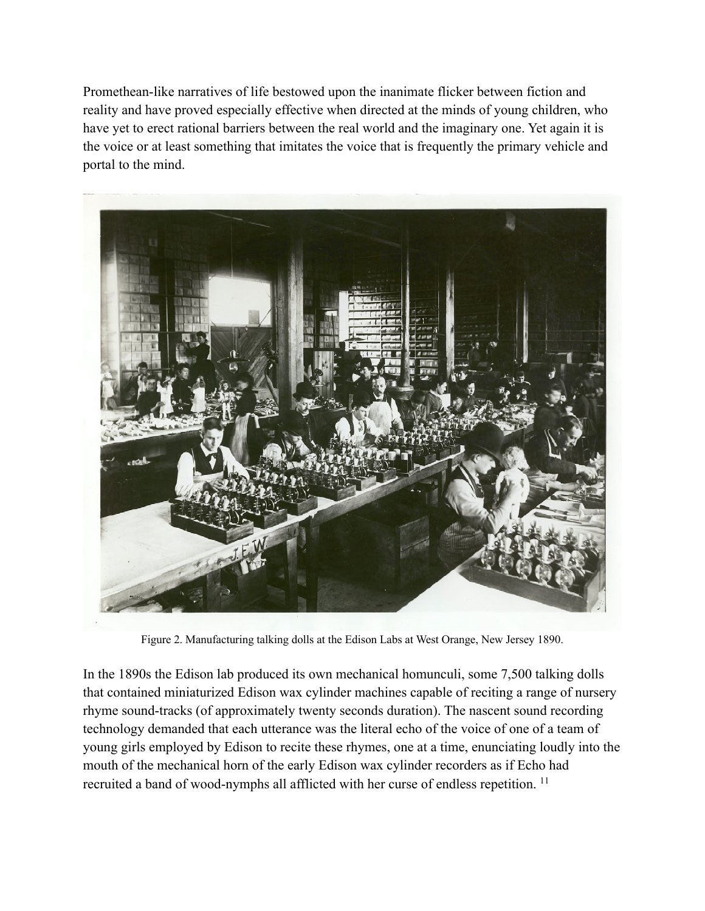Promethean-like narratives of life bestowed upon the inanimate flicker between fiction and reality and have proved especially effective when directed at the minds of young children, who have yet to erect rational barriers between the real world and the imaginary one. Yet again it is the voice or at least something that imitates the voice that is frequently the primary vehicle and portal to the mind.

Figure 2. Manufacturing talking dolls at the Edison Labs at West Orange, New Jersey 1890.

In the 1890s the Edison lab produced its own mechanical homunculi, some 7,500 talking dolls that contained miniaturized Edison wax cylinder machines capable of reciting a range of nursery rhyme sound-tracks (of approximately twenty seconds duration). The nascent sound recording technology demanded that each utterance was the literal echo of the voice of one of a team of young girls employed by Edison to recite these rhymes, one at a time, enunciating loudly into the mouth of the mechanical horn of the early Edison wax cylinder recorders as if Echo had recruited a band of wood-nymphs all afflicted with her curse of endless repetition. [11]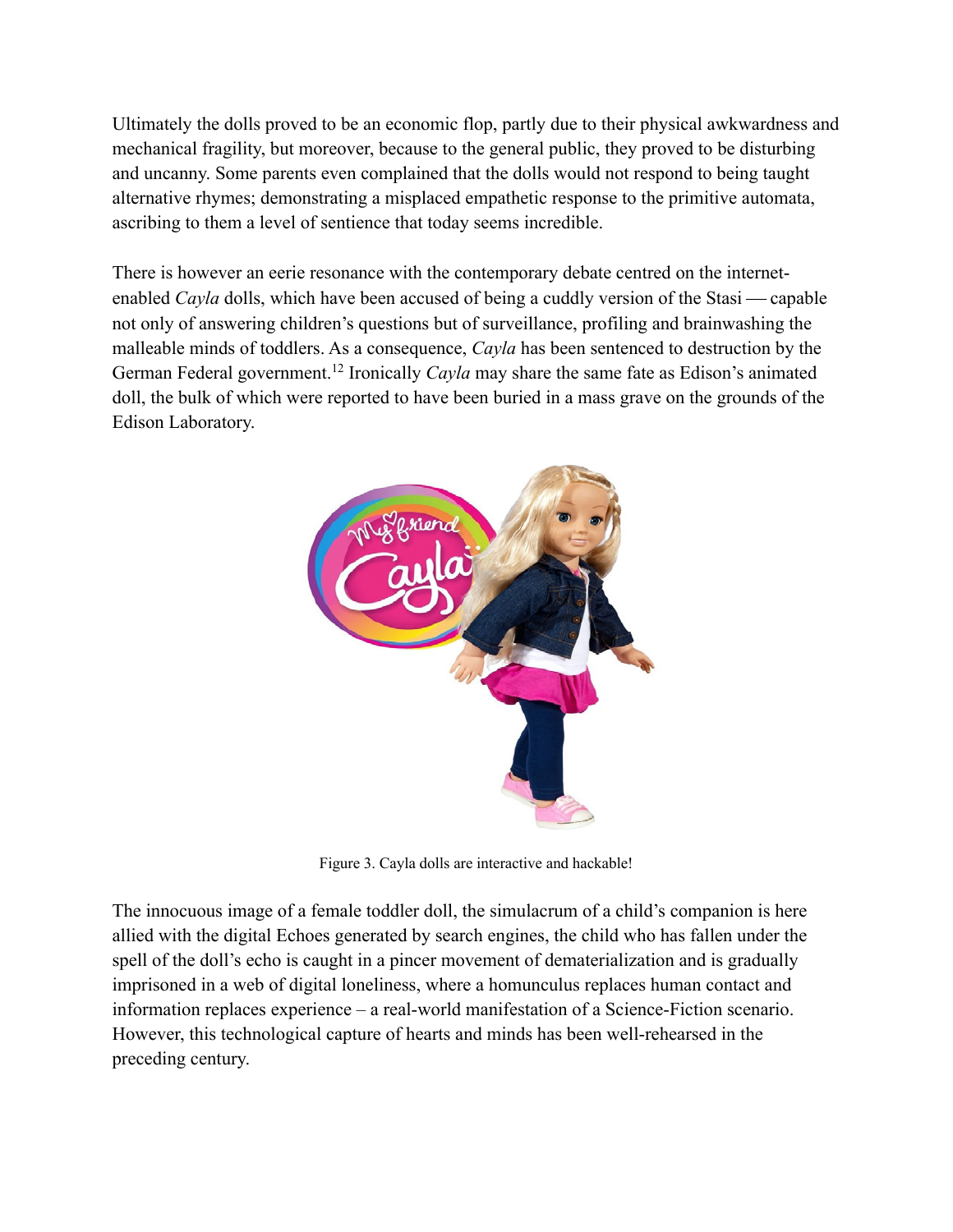Ultimately the dolls proved to be an economic flop, partly due to their physical awkwardness and mechanical fragility, but moreover, because to the general public, they proved to be disturbing and uncanny. Some parents even complained that the dolls would not respond to being taught alternative rhymes; demonstrating a misplaced empathetic response to the primitive automata, ascribing to them a level of sentience that today seems incredible.

There is however an eerie resonance with the contemporary debate centred on the internet-enabled *Cayla* dolls, which have been accused of being a cuddly version of the Stasi — capable not only of answering children's questions but of surveillance, profiling and brainwashing the malleable minds of toddlers. As a consequence, *Cayla* has been sentenced to destruction by the German Federal government.[12] Ironically *Cayla* may share the same fate as Edison's animated doll, the bulk of which were reported to have been buried in a mass grave on the grounds of the Edison Laboratory.

Figure 3. Cayla dolls are interactive and hackable!

The innocuous image of a female toddler doll, the simulacrum of a child's companion is here allied with the digital Echoes generated by search engines, the child who has fallen under the spell of the doll's echo is caught in a pincer movement of dematerialization and is gradually imprisoned in a web of digital loneliness, where a homunculus replaces human contact and information replaces experience – a real-world manifestation of a Science-Fiction scenario. However, this technological capture of hearts and minds has been well-rehearsed in the preceding century.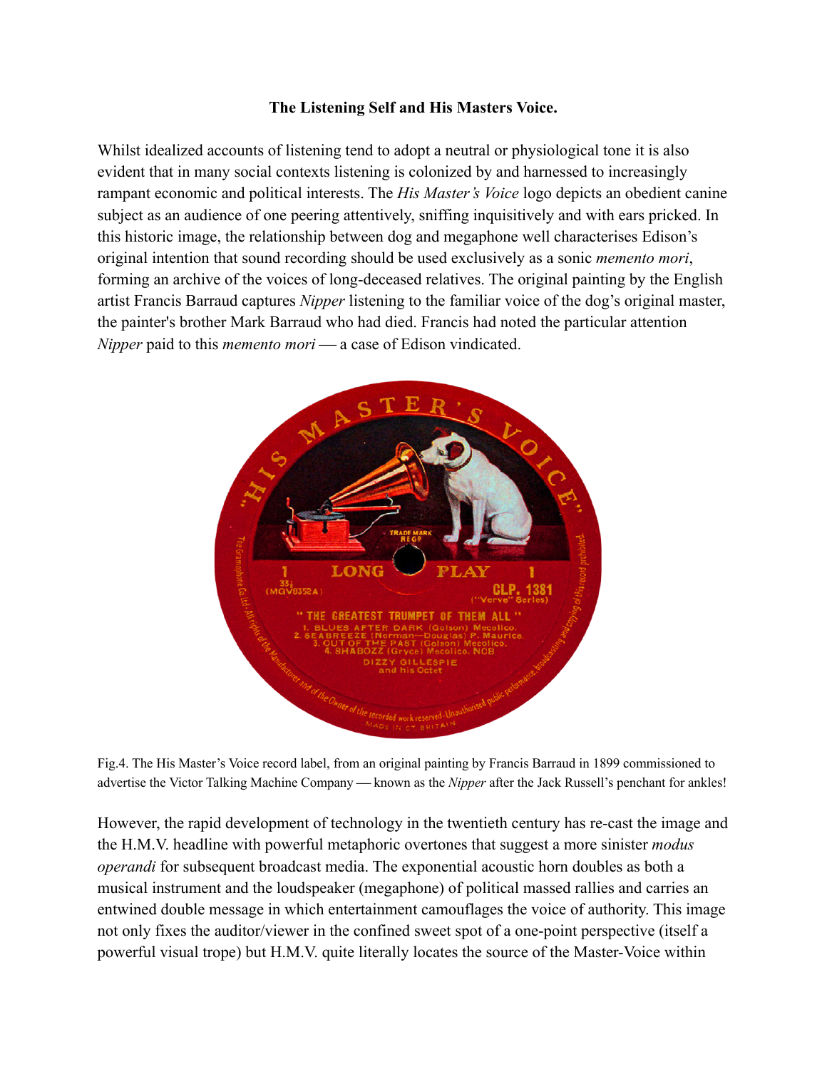**The Listening Self and His Masters Voice.**

Whilst idealized accounts of listening tend to adopt a neutral or physiological tone it is also evident that in many social contexts listening is colonized by and harnessed to increasingly rampant economic and political interests. The *His Master's Voice* logo depicts an obedient canine subject as an audience of one peering attentively, sniffing inquisitively and with ears pricked. In this historic image, the relationship between dog and megaphone well characterises Edison's original intention that sound recording should be used exclusively as a sonic *memento mori*, forming an archive of the voices of long-deceased relatives. The original painting by the English artist Francis Barraud captures *Nipper* listening to the familiar voice of the dog's original master, the painter's brother Mark Barraud who had died. Francis had noted the particular attention *Nipper* paid to this *memento mori* — a case of Edison vindicated.

Fig.4. The His Master's Voice record label, from an original painting by Francis Barraud in 1899 commissioned to advertise the Victor Talking Machine Company — known as the *Nipper* after the Jack Russell's penchant for ankles!

However, the rapid development of technology in the twentieth century has re-cast the image and the H.M.V. headline with powerful metaphoric overtones that suggest a more sinister *modus operandi* for subsequent broadcast media. The exponential acoustic horn doubles as both a musical instrument and the loudspeaker (megaphone) of political massed rallies and carries an entwined double message in which entertainment camouflages the voice of authority. This image not only fixes the auditor/viewer in the confined sweet spot of a one-point perspective (itself a powerful visual trope) but H.M.V. quite literally locates the source of the Master-Voice within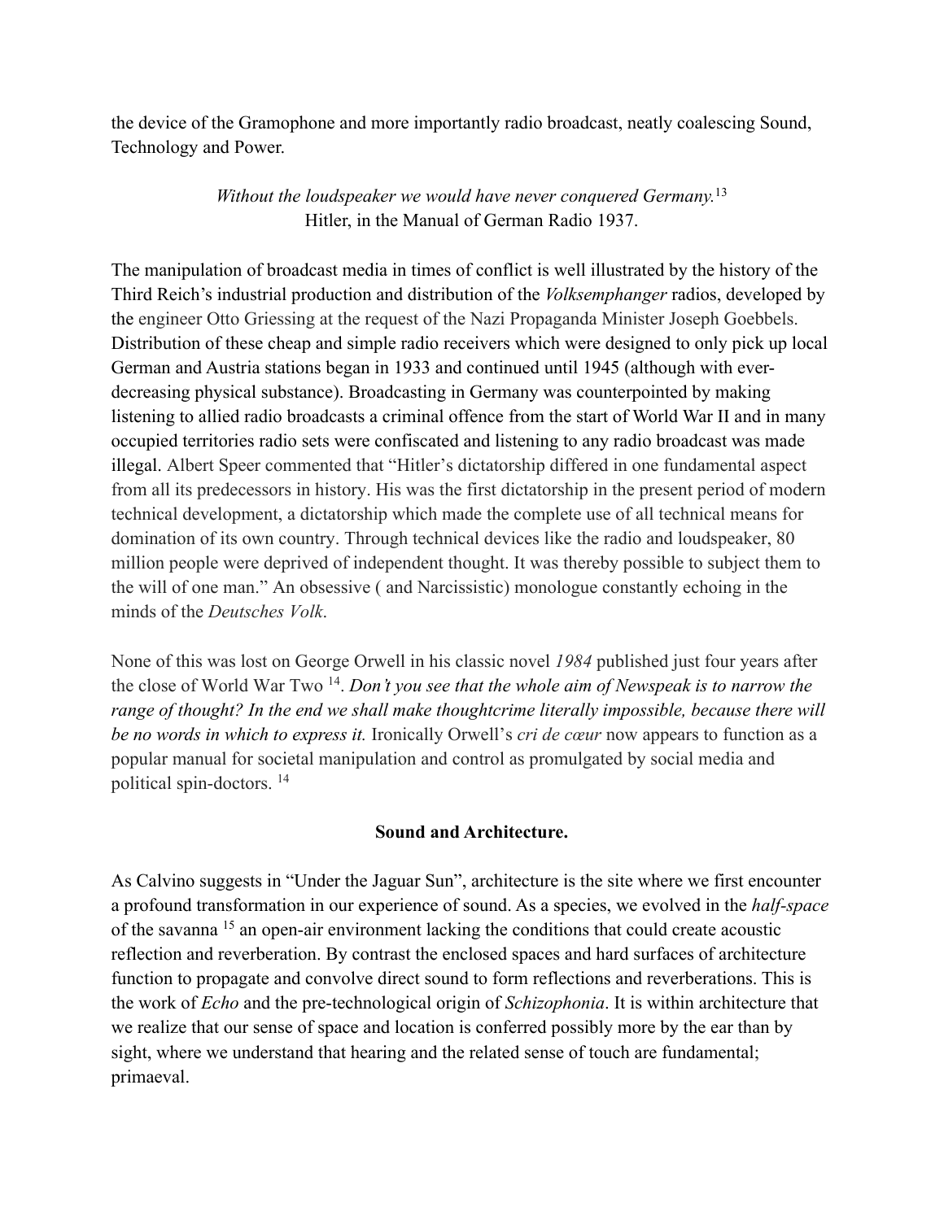the device of the Gramophone and more importantly radio broadcast, neatly coalescing Sound, Technology and Power.

*Without the loudspeaker we would have never conquered Germany.*[13]
Hitler, in the Manual of German Radio 1937.

The manipulation of broadcast media in times of conflict is well illustrated by the history of the Third Reich's industrial production and distribution of the *Volksemphanger* radios, developed by the engineer Otto Griessing at the request of the Nazi Propaganda Minister Joseph Goebbels. Distribution of these cheap and simple radio receivers which were designed to only pick up local German and Austria stations began in 1933 and continued until 1945 (although with ever-decreasing physical substance). Broadcasting in Germany was counterpointed by making listening to allied radio broadcasts a criminal offence from the start of World War II and in many occupied territories radio sets were confiscated and listening to any radio broadcast was made illegal. Albert Speer commented that "Hitler's dictatorship differed in one fundamental aspect from all its predecessors in history. His was the first dictatorship in the present period of modern technical development, a dictatorship which made the complete use of all technical means for domination of its own country. Through technical devices like the radio and loudspeaker, 80 million people were deprived of independent thought. It was thereby possible to subject them to the will of one man." An obsessive ( and Narcissistic) monologue constantly echoing in the minds of the *Deutsches Volk*.

None of this was lost on George Orwell in his classic novel *1984* published just four years after the close of World War Two [14]. *Don't you see that the whole aim of Newspeak is to narrow the range of thought? In the end we shall make thoughtcrime literally impossible, because there will be no words in which to express it.* Ironically Orwell's *cri de cœur* now appears to function as a popular manual for societal manipulation and control as promulgated by social media and political spin-doctors. [14]

## Sound and Architecture.

As Calvino suggests in "Under the Jaguar Sun", architecture is the site where we first encounter a profound transformation in our experience of sound. As a species, we evolved in the *half-space* of the savanna [15] an open-air environment lacking the conditions that could create acoustic reflection and reverberation. By contrast the enclosed spaces and hard surfaces of architecture function to propagate and convolve direct sound to form reflections and reverberations. This is the work of *Echo* and the pre-technological origin of *Schizophonia*. It is within architecture that we realize that our sense of space and location is conferred possibly more by the ear than by sight, where we understand that hearing and the related sense of touch are fundamental; primaeval.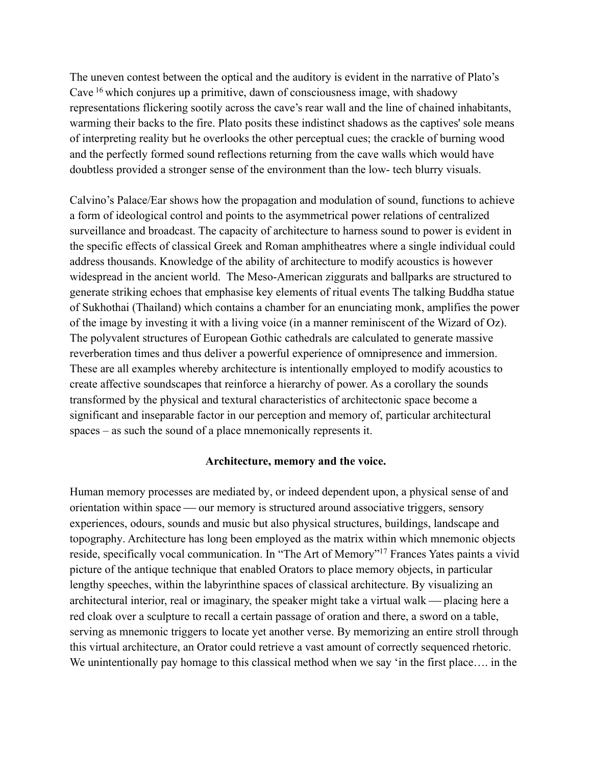The uneven contest between the optical and the auditory is evident in the narrative of Plato's Cave [16] which conjures up a primitive, dawn of consciousness image, with shadowy representations flickering sootily across the cave's rear wall and the line of chained inhabitants, warming their backs to the fire. Plato posits these indistinct shadows as the captives' sole means of interpreting reality but he overlooks the other perceptual cues; the crackle of burning wood and the perfectly formed sound reflections returning from the cave walls which would have doubtless provided a stronger sense of the environment than the low- tech blurry visuals.

Calvino's Palace/Ear shows how the propagation and modulation of sound, functions to achieve a form of ideological control and points to the asymmetrical power relations of centralized surveillance and broadcast. The capacity of architecture to harness sound to power is evident in the specific effects of classical Greek and Roman amphitheatres where a single individual could address thousands. Knowledge of the ability of architecture to modify acoustics is however widespread in the ancient world. The Meso-American ziggurats and ballparks are structured to generate striking echoes that emphasise key elements of ritual events The talking Buddha statue of Sukhothai (Thailand) which contains a chamber for an enunciating monk, amplifies the power of the image by investing it with a living voice (in a manner reminiscent of the Wizard of Oz). The polyvalent structures of European Gothic cathedrals are calculated to generate massive reverberation times and thus deliver a powerful experience of omnipresence and immersion. These are all examples whereby architecture is intentionally employed to modify acoustics to create affective soundscapes that reinforce a hierarchy of power. As a corollary the sounds transformed by the physical and textural characteristics of architectonic space become a significant and inseparable factor in our perception and memory of, particular architectural spaces – as such the sound of a place mnemonically represents it.

**Architecture, memory and the voice.**

Human memory processes are mediated by, or indeed dependent upon, a physical sense of and orientation within space — our memory is structured around associative triggers, sensory experiences, odours, sounds and music but also physical structures, buildings, landscape and topography. Architecture has long been employed as the matrix within which mnemonic objects reside, specifically vocal communication. In "The Art of Memory"[17] Frances Yates paints a vivid picture of the antique technique that enabled Orators to place memory objects, in particular lengthy speeches, within the labyrinthine spaces of classical architecture. By visualizing an architectural interior, real or imaginary, the speaker might take a virtual walk — placing here a red cloak over a sculpture to recall a certain passage of oration and there, a sword on a table, serving as mnemonic triggers to locate yet another verse. By memorizing an entire stroll through this virtual architecture, an Orator could retrieve a vast amount of correctly sequenced rhetoric. We unintentionally pay homage to this classical method when we say 'in the first place…. in the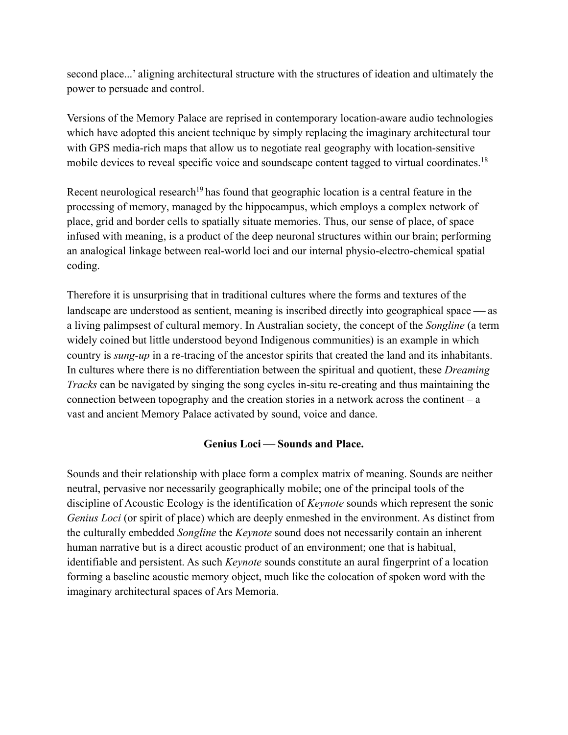second place...' aligning architectural structure with the structures of ideation and ultimately the power to persuade and control.

Versions of the Memory Palace are reprised in contemporary location-aware audio technologies which have adopted this ancient technique by simply replacing the imaginary architectural tour with GPS media-rich maps that allow us to negotiate real geography with location-sensitive mobile devices to reveal specific voice and soundscape content tagged to virtual coordinates.[18]

Recent neurological research[19] has found that geographic location is a central feature in the processing of memory, managed by the hippocampus, which employs a complex network of place, grid and border cells to spatially situate memories. Thus, our sense of place, of space infused with meaning, is a product of the deep neuronal structures within our brain; performing an analogical linkage between real-world loci and our internal physio-electro-chemical spatial coding.

Therefore it is unsurprising that in traditional cultures where the forms and textures of the landscape are understood as sentient, meaning is inscribed directly into geographical space — as a living palimpsest of cultural memory. In Australian society, the concept of the *Songline* (a term widely coined but little understood beyond Indigenous communities) is an example in which country is *sung-up* in a re-tracing of the ancestor spirits that created the land and its inhabitants. In cultures where there is no differentiation between the spiritual and quotient, these *Dreaming Tracks* can be navigated by singing the song cycles in-situ re-creating and thus maintaining the connection between topography and the creation stories in a network across the continent – a vast and ancient Memory Palace activated by sound, voice and dance.

**Genius Loci — Sounds and Place.**

Sounds and their relationship with place form a complex matrix of meaning. Sounds are neither neutral, pervasive nor necessarily geographically mobile; one of the principal tools of the discipline of Acoustic Ecology is the identification of *Keynote* sounds which represent the sonic *Genius Loci* (or spirit of place) which are deeply enmeshed in the environment. As distinct from the culturally embedded *Songline* the *Keynote* sound does not necessarily contain an inherent human narrative but is a direct acoustic product of an environment; one that is habitual, identifiable and persistent. As such *Keynote* sounds constitute an aural fingerprint of a location forming a baseline acoustic memory object, much like the colocation of spoken word with the imaginary architectural spaces of Ars Memoria.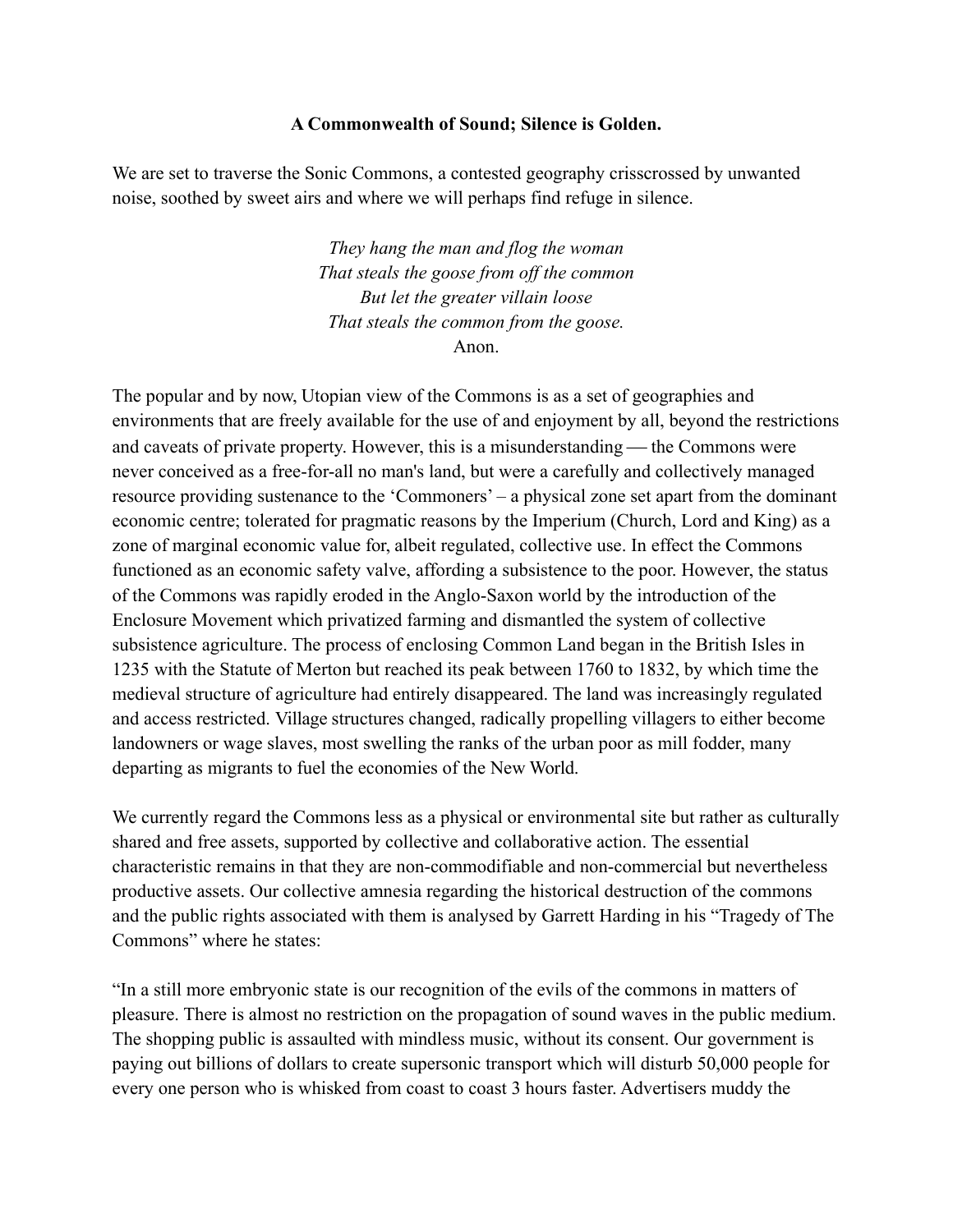**A Commonwealth of Sound; Silence is Golden.**

We are set to traverse the Sonic Commons, a contested geography crisscrossed by unwanted noise, soothed by sweet airs and where we will perhaps find refuge in silence.

*They hang the man and flog the woman*
*That steals the goose from off the common*
*But let the greater villain loose*
*That steals the common from the goose.*
Anon.

The popular and by now, Utopian view of the Commons is as a set of geographies and environments that are freely available for the use of and enjoyment by all, beyond the restrictions and caveats of private property. However, this is a misunderstanding — the Commons were never conceived as a free-for-all no man's land, but were a carefully and collectively managed resource providing sustenance to the 'Commoners' – a physical zone set apart from the dominant economic centre; tolerated for pragmatic reasons by the Imperium (Church, Lord and King) as a zone of marginal economic value for, albeit regulated, collective use. In effect the Commons functioned as an economic safety valve, affording a subsistence to the poor. However, the status of the Commons was rapidly eroded in the Anglo-Saxon world by the introduction of the Enclosure Movement which privatized farming and dismantled the system of collective subsistence agriculture. The process of enclosing Common Land began in the British Isles in 1235 with the Statute of Merton but reached its peak between 1760 to 1832, by which time the medieval structure of agriculture had entirely disappeared. The land was increasingly regulated and access restricted. Village structures changed, radically propelling villagers to either become landowners or wage slaves, most swelling the ranks of the urban poor as mill fodder, many departing as migrants to fuel the economies of the New World.

We currently regard the Commons less as a physical or environmental site but rather as culturally shared and free assets, supported by collective and collaborative action. The essential characteristic remains in that they are non-commodifiable and non-commercial but nevertheless productive assets. Our collective amnesia regarding the historical destruction of the commons and the public rights associated with them is analysed by Garrett Harding in his "Tragedy of The Commons" where he states:

"In a still more embryonic state is our recognition of the evils of the commons in matters of pleasure. There is almost no restriction on the propagation of sound waves in the public medium. The shopping public is assaulted with mindless music, without its consent. Our government is paying out billions of dollars to create supersonic transport which will disturb 50,000 people for every one person who is whisked from coast to coast 3 hours faster. Advertisers muddy the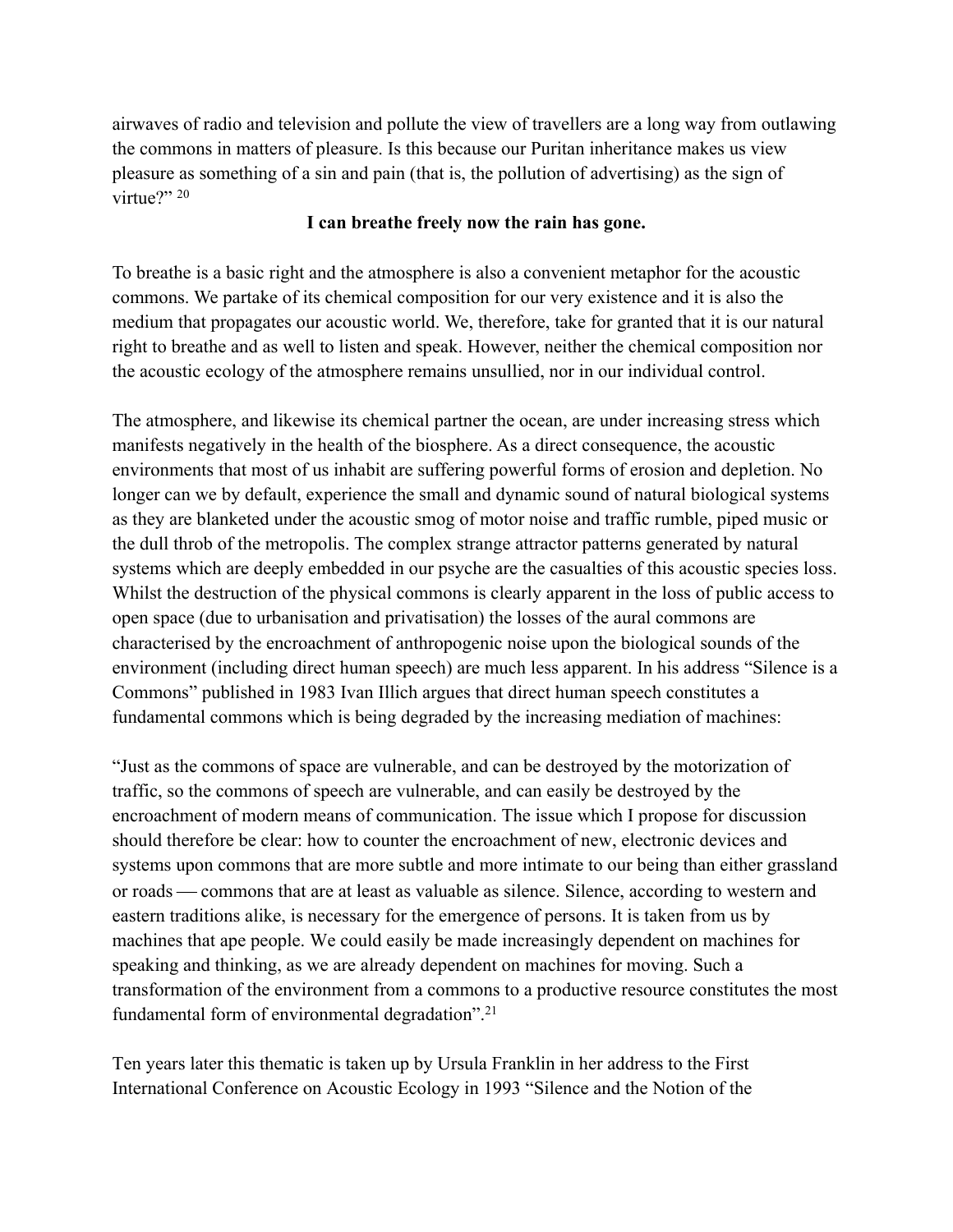airwaves of radio and television and pollute the view of travellers are a long way from outlawing the commons in matters of pleasure. Is this because our Puritan inheritance makes us view pleasure as something of a sin and pain (that is, the pollution of advertising) as the sign of virtue?" [20]

**I can breathe freely now the rain has gone.**

To breathe is a basic right and the atmosphere is also a convenient metaphor for the acoustic commons. We partake of its chemical composition for our very existence and it is also the medium that propagates our acoustic world. We, therefore, take for granted that it is our natural right to breathe and as well to listen and speak. However, neither the chemical composition nor the acoustic ecology of the atmosphere remains unsullied, nor in our individual control.

The atmosphere, and likewise its chemical partner the ocean, are under increasing stress which manifests negatively in the health of the biosphere. As a direct consequence, the acoustic environments that most of us inhabit are suffering powerful forms of erosion and depletion. No longer can we by default, experience the small and dynamic sound of natural biological systems as they are blanketed under the acoustic smog of motor noise and traffic rumble, piped music or the dull throb of the metropolis. The complex strange attractor patterns generated by natural systems which are deeply embedded in our psyche are the casualties of this acoustic species loss. Whilst the destruction of the physical commons is clearly apparent in the loss of public access to open space (due to urbanisation and privatisation) the losses of the aural commons are characterised by the encroachment of anthropogenic noise upon the biological sounds of the environment (including direct human speech) are much less apparent. In his address "Silence is a Commons" published in 1983 Ivan Illich argues that direct human speech constitutes a fundamental commons which is being degraded by the increasing mediation of machines:

"Just as the commons of space are vulnerable, and can be destroyed by the motorization of traffic, so the commons of speech are vulnerable, and can easily be destroyed by the encroachment of modern means of communication. The issue which I propose for discussion should therefore be clear: how to counter the encroachment of new, electronic devices and systems upon commons that are more subtle and more intimate to our being than either grassland or roads — commons that are at least as valuable as silence. Silence, according to western and eastern traditions alike, is necessary for the emergence of persons. It is taken from us by machines that ape people. We could easily be made increasingly dependent on machines for speaking and thinking, as we are already dependent on machines for moving. Such a transformation of the environment from a commons to a productive resource constitutes the most fundamental form of environmental degradation".[21]

Ten years later this thematic is taken up by Ursula Franklin in her address to the First International Conference on Acoustic Ecology in 1993 "Silence and the Notion of the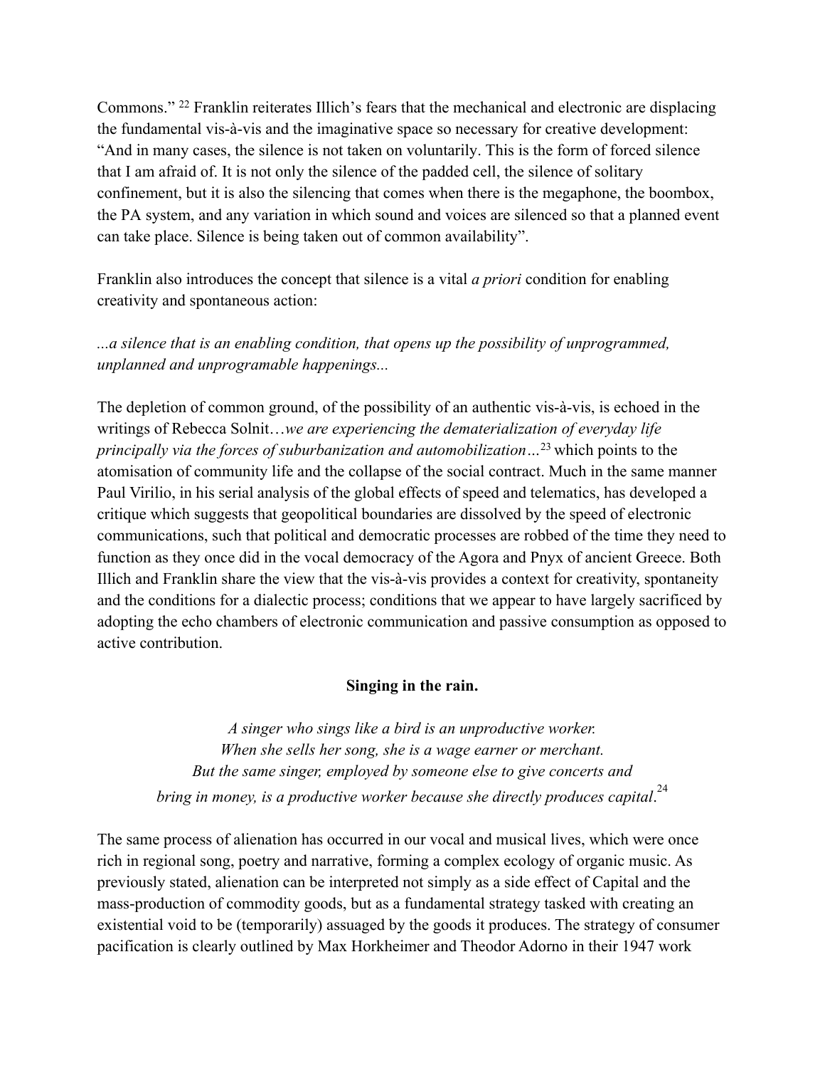Commons."[22] Franklin reiterates Illich's fears that the mechanical and electronic are displacing the fundamental vis-à-vis and the imaginative space so necessary for creative development: "And in many cases, the silence is not taken on voluntarily. This is the form of forced silence that I am afraid of. It is not only the silence of the padded cell, the silence of solitary confinement, but it is also the silencing that comes when there is the megaphone, the boombox, the PA system, and any variation in which sound and voices are silenced so that a planned event can take place. Silence is being taken out of common availability".

Franklin also introduces the concept that silence is a vital *a priori* condition for enabling creativity and spontaneous action:

*...a silence that is an enabling condition, that opens up the possibility of unprogrammed, unplanned and unprogramable happenings...*

The depletion of common ground, of the possibility of an authentic vis-à-vis, is echoed in the writings of Rebecca Solnit…*we are experiencing the dematerialization of everyday life principally via the forces of suburbanization and automobilization…*[23] which points to the atomisation of community life and the collapse of the social contract. Much in the same manner Paul Virilio, in his serial analysis of the global effects of speed and telematics, has developed a critique which suggests that geopolitical boundaries are dissolved by the speed of electronic communications, such that political and democratic processes are robbed of the time they need to function as they once did in the vocal democracy of the Agora and Pnyx of ancient Greece. Both Illich and Franklin share the view that the vis-à-vis provides a context for creativity, spontaneity and the conditions for a dialectic process; conditions that we appear to have largely sacrificed by adopting the echo chambers of electronic communication and passive consumption as opposed to active contribution.

**Singing in the rain.**

*A singer who sings like a bird is an unproductive worker.*
*When she sells her song, she is a wage earner or merchant.*
*But the same singer, employed by someone else to give concerts and*
*bring in money, is a productive worker because she directly produces capital*.[24]

The same process of alienation has occurred in our vocal and musical lives, which were once rich in regional song, poetry and narrative, forming a complex ecology of organic music. As previously stated, alienation can be interpreted not simply as a side effect of Capital and the mass-production of commodity goods, but as a fundamental strategy tasked with creating an existential void to be (temporarily) assuaged by the goods it produces. The strategy of consumer pacification is clearly outlined by Max Horkheimer and Theodor Adorno in their 1947 work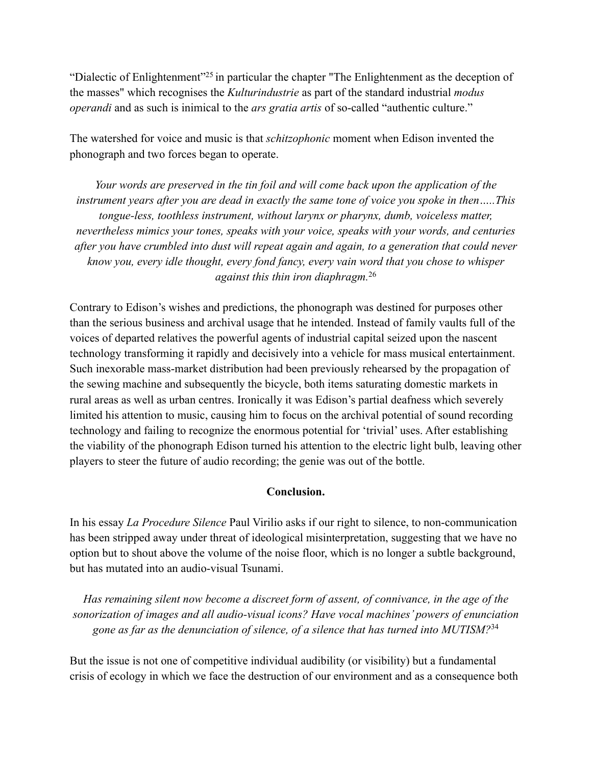"Dialectic of Enlightenment"[25] in particular the chapter "The Enlightenment as the deception of the masses" which recognises the *Kulturindustrie* as part of the standard industrial *modus operandi* and as such is inimical to the *ars gratia artis* of so-called "authentic culture."

The watershed for voice and music is that *schitzophonic* moment when Edison invented the phonograph and two forces began to operate.

> *Your words are preserved in the tin foil and will come back upon the application of the instrument years after you are dead in exactly the same tone of voice you spoke in then…..This tongue-less, toothless instrument, without larynx or pharynx, dumb, voiceless matter, nevertheless mimics your tones, speaks with your voice, speaks with your words, and centuries after you have crumbled into dust will repeat again and again, to a generation that could never know you, every idle thought, every fond fancy, every vain word that you chose to whisper against this thin iron diaphragm.*[26]

Contrary to Edison's wishes and predictions, the phonograph was destined for purposes other than the serious business and archival usage that he intended. Instead of family vaults full of the voices of departed relatives the powerful agents of industrial capital seized upon the nascent technology transforming it rapidly and decisively into a vehicle for mass musical entertainment. Such inexorable mass-market distribution had been previously rehearsed by the propagation of the sewing machine and subsequently the bicycle, both items saturating domestic markets in rural areas as well as urban centres. Ironically it was Edison's partial deafness which severely limited his attention to music, causing him to focus on the archival potential of sound recording technology and failing to recognize the enormous potential for 'trivial' uses. After establishing the viability of the phonograph Edison turned his attention to the electric light bulb, leaving other players to steer the future of audio recording; the genie was out of the bottle.

## Conclusion.

In his essay *La Procedure Silence* Paul Virilio asks if our right to silence, to non-communication has been stripped away under threat of ideological misinterpretation, suggesting that we have no option but to shout above the volume of the noise floor, which is no longer a subtle background, but has mutated into an audio-visual Tsunami.

> *Has remaining silent now become a discreet form of assent, of connivance, in the age of the sonorization of images and all audio-visual icons? Have vocal machines' powers of enunciation gone as far as the denunciation of silence, of a silence that has turned into MUTISM?*[34]

But the issue is not one of competitive individual audibility (or visibility) but a fundamental crisis of ecology in which we face the destruction of our environment and as a consequence both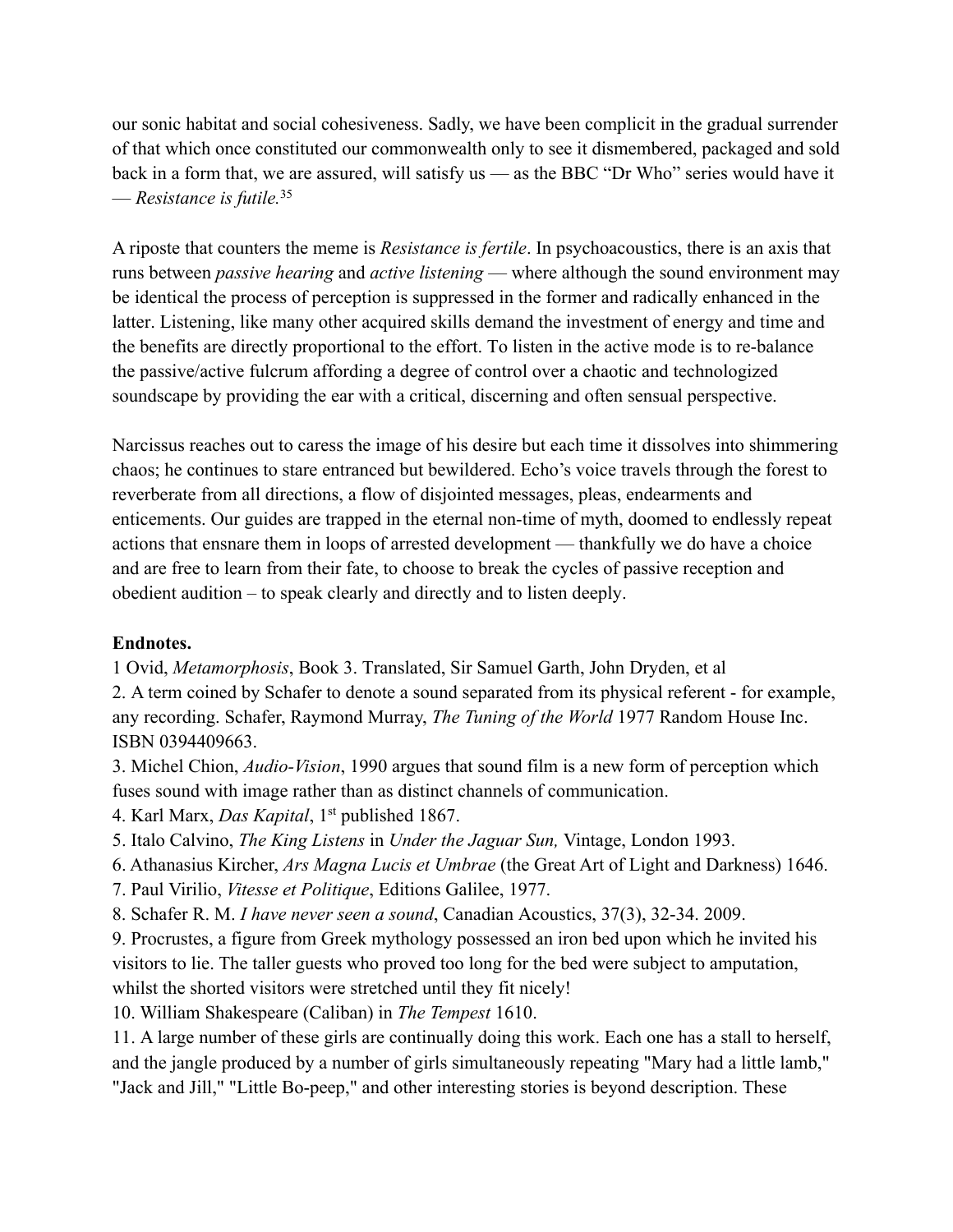our sonic habitat and social cohesiveness. Sadly, we have been complicit in the gradual surrender of that which once constituted our commonwealth only to see it dismembered, packaged and sold back in a form that, we are assured, will satisfy us — as the BBC "Dr Who" series would have it — *Resistance is futile.*[35]

A riposte that counters the meme is *Resistance is fertile*. In psychoacoustics, there is an axis that runs between *passive hearing* and *active listening* — where although the sound environment may be identical the process of perception is suppressed in the former and radically enhanced in the latter. Listening, like many other acquired skills demand the investment of energy and time and the benefits are directly proportional to the effort. To listen in the active mode is to re-balance the passive/active fulcrum affording a degree of control over a chaotic and technologized soundscape by providing the ear with a critical, discerning and often sensual perspective.

Narcissus reaches out to caress the image of his desire but each time it dissolves into shimmering chaos; he continues to stare entranced but bewildered. Echo's voice travels through the forest to reverberate from all directions, a flow of disjointed messages, pleas, endearments and enticements. Our guides are trapped in the eternal non-time of myth, doomed to endlessly repeat actions that ensnare them in loops of arrested development — thankfully we do have a choice and are free to learn from their fate, to choose to break the cycles of passive reception and obedient audition – to speak clearly and directly and to listen deeply.

**Endnotes.**

1 Ovid, *Metamorphosis*, Book 3. Translated, Sir Samuel Garth, John Dryden, et al

2. A term coined by Schafer to denote a sound separated from its physical referent - for example, any recording. Schafer, Raymond Murray, *The Tuning of the World* 1977 Random House Inc. ISBN 0394409663.

3. Michel Chion, *Audio-Vision*, 1990 argues that sound film is a new form of perception which fuses sound with image rather than as distinct channels of communication.

4. Karl Marx, *Das Kapital*, 1st published 1867.

5. Italo Calvino, *The King Listens* in *Under the Jaguar Sun,* Vintage, London 1993.

6. Athanasius Kircher, *Ars Magna Lucis et Umbrae* (the Great Art of Light and Darkness) 1646.

7. Paul Virilio, *Vitesse et Politique*, Editions Galilee, 1977.

8. Schafer R. M. *I have never seen a sound*, Canadian Acoustics, 37(3), 32-34. 2009.

9. Procrustes, a figure from Greek mythology possessed an iron bed upon which he invited his visitors to lie. The taller guests who proved too long for the bed were subject to amputation, whilst the shorted visitors were stretched until they fit nicely!

10. William Shakespeare (Caliban) in *The Tempest* 1610.

11. A large number of these girls are continually doing this work. Each one has a stall to herself, and the jangle produced by a number of girls simultaneously repeating "Mary had a little lamb," "Jack and Jill," "Little Bo-peep," and other interesting stories is beyond description. These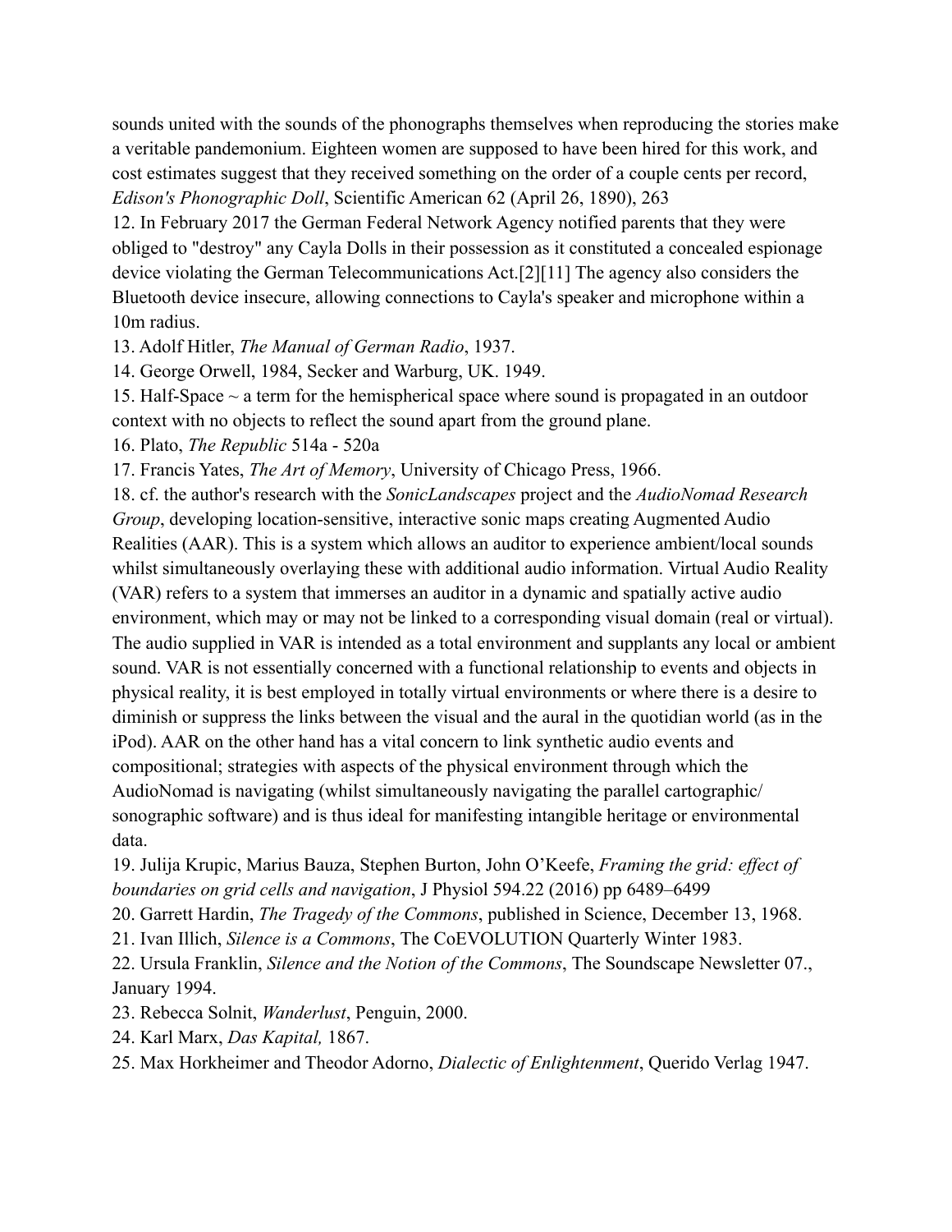sounds united with the sounds of the phonographs themselves when reproducing the stories make a veritable pandemonium. Eighteen women are supposed to have been hired for this work, and cost estimates suggest that they received something on the order of a couple cents per record, *Edison's Phonographic Doll*, Scientific American 62 (April 26, 1890), 263

12. In February 2017 the German Federal Network Agency notified parents that they were obliged to "destroy" any Cayla Dolls in their possession as it constituted a concealed espionage device violating the German Telecommunications Act.[2][11] The agency also considers the Bluetooth device insecure, allowing connections to Cayla's speaker and microphone within a 10m radius.

13. Adolf Hitler, *The Manual of German Radio*, 1937.

14. George Orwell, 1984, Secker and Warburg, UK. 1949.

15. Half-Space ~ a term for the hemispherical space where sound is propagated in an outdoor context with no objects to reflect the sound apart from the ground plane.

16. Plato, *The Republic* 514a - 520a

17. Francis Yates, *The Art of Memory*, University of Chicago Press, 1966.

18. cf. the author's research with the *SonicLandscapes* project and the *AudioNomad Research Group*, developing location-sensitive, interactive sonic maps creating Augmented Audio Realities (AAR). This is a system which allows an auditor to experience ambient/local sounds whilst simultaneously overlaying these with additional audio information. Virtual Audio Reality (VAR) refers to a system that immerses an auditor in a dynamic and spatially active audio environment, which may or may not be linked to a corresponding visual domain (real or virtual). The audio supplied in VAR is intended as a total environment and supplants any local or ambient sound. VAR is not essentially concerned with a functional relationship to events and objects in physical reality, it is best employed in totally virtual environments or where there is a desire to diminish or suppress the links between the visual and the aural in the quotidian world (as in the iPod). AAR on the other hand has a vital concern to link synthetic audio events and compositional; strategies with aspects of the physical environment through which the AudioNomad is navigating (whilst simultaneously navigating the parallel cartographic/ sonographic software) and is thus ideal for manifesting intangible heritage or environmental data.

19. Julija Krupic, Marius Bauza, Stephen Burton, John O'Keefe, *Framing the grid: effect of boundaries on grid cells and navigation*, J Physiol 594.22 (2016) pp 6489–6499

20. Garrett Hardin, *The Tragedy of the Commons*, published in Science, December 13, 1968.

21. Ivan Illich, *Silence is a Commons*, The CoEVOLUTION Quarterly Winter 1983.

22. Ursula Franklin, *Silence and the Notion of the Commons*, The Soundscape Newsletter 07., January 1994.

23. Rebecca Solnit, *Wanderlust*, Penguin, 2000.

24. Karl Marx, *Das Kapital,* 1867.

25. Max Horkheimer and Theodor Adorno, *Dialectic of Enlightenment*, Querido Verlag 1947.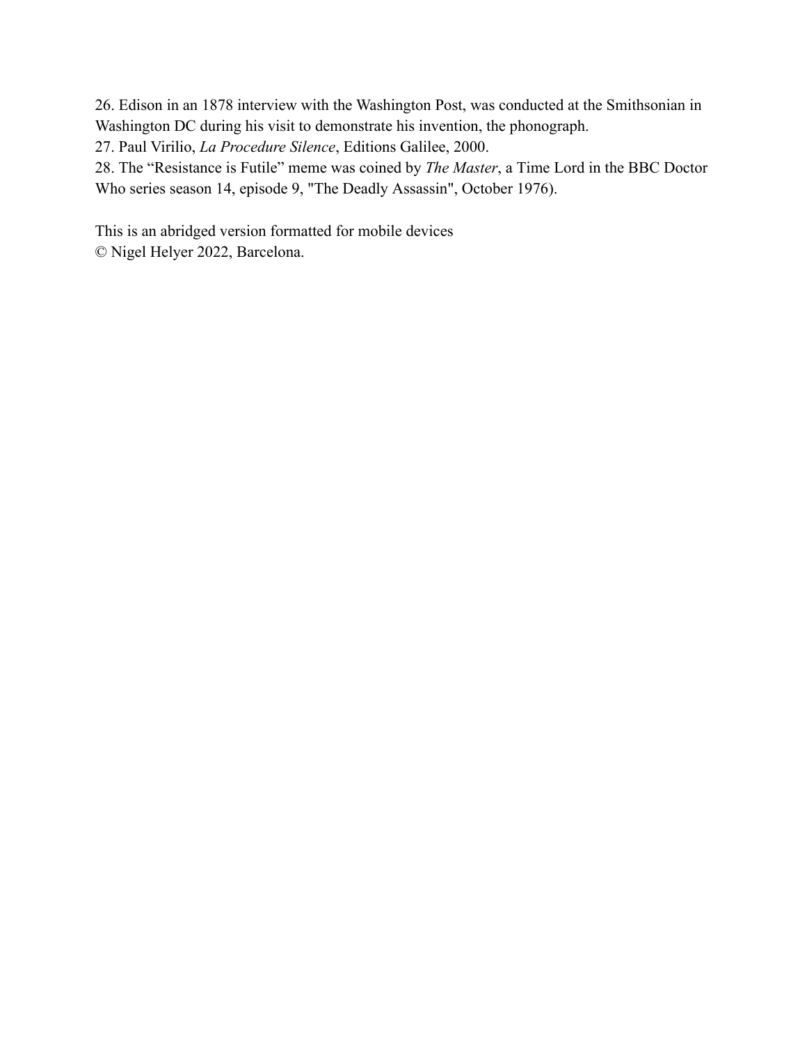26. Edison in an 1878 interview with the Washington Post, was conducted at the Smithsonian in Washington DC during his visit to demonstrate his invention, the phonograph.
27. Paul Virilio, *La Procedure Silence*, Editions Galilee, 2000.
28. The “Resistance is Futile” meme was coined by *The Master*, a Time Lord in the BBC Doctor Who series season 14, episode 9, "The Deadly Assassin", October 1976).

This is an abridged version formatted for mobile devices
© Nigel Helyer 2022, Barcelona.